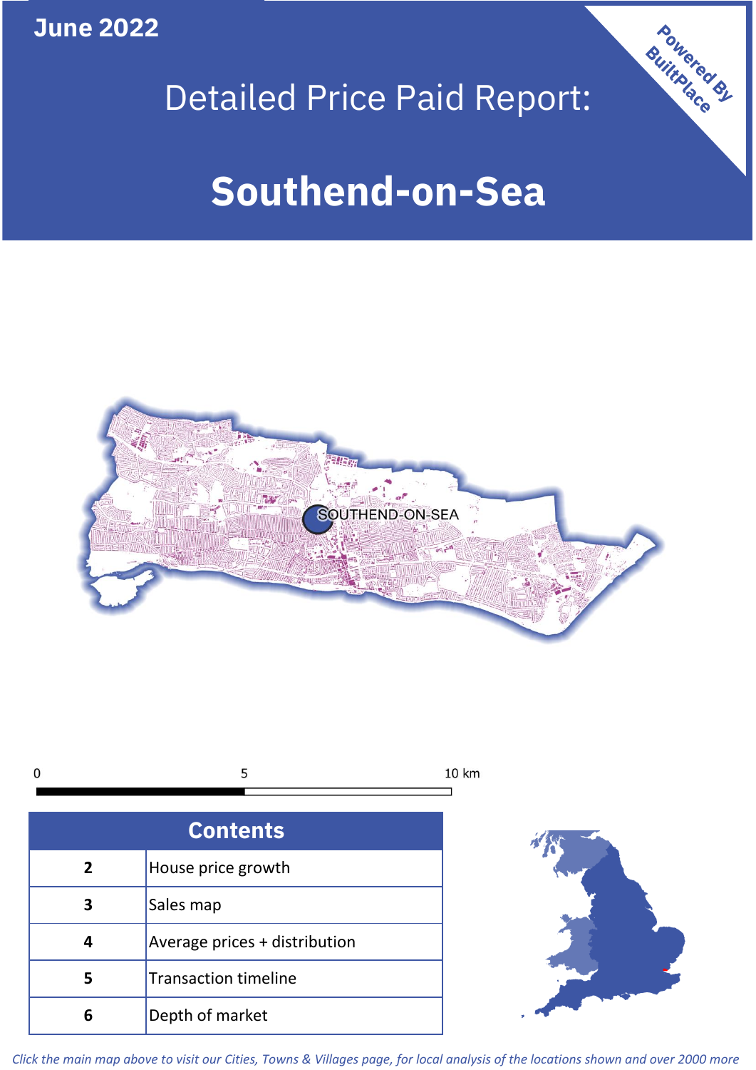June 2022

# Detailed Price Paid Report:

# Southend-on-Sea

Powered By BuiltPlace

SOUTHEND-ON-SEA

0 5 10 km

| Contents | |
|---|---|
| 2 | House price growth |
| 3 | Sales map |
| 4 | Average prices + distribution |
| 5 | Transaction timeline |
| 6 | Depth of market |

*Click the main map above to visit our Cities, Towns & Villages page, for local analysis of the locations shown and over 2000 more*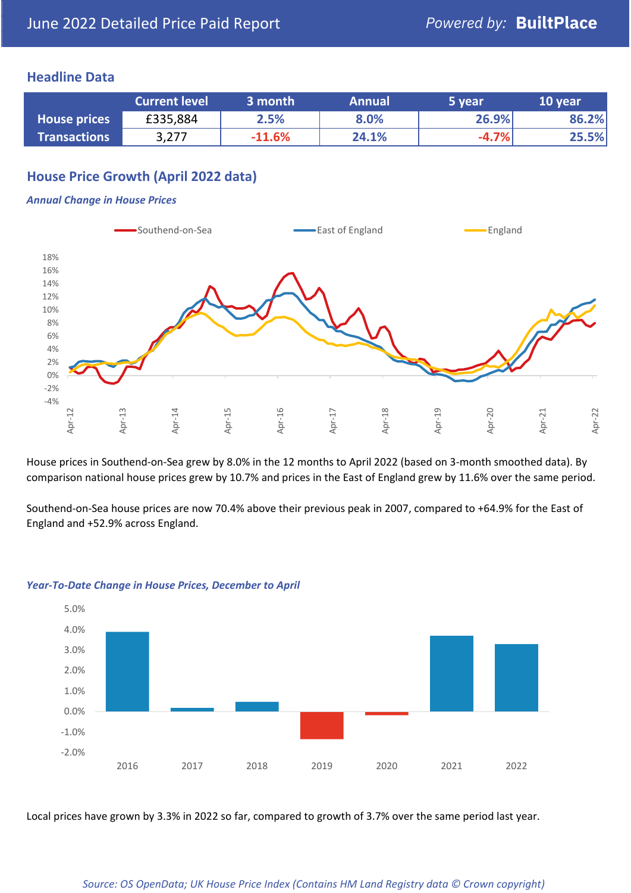June 2022 Detailed Price Paid Report

Powered by: **BuiltPlace**

## Headline Data

| | Current level | 3 month | Annual | 5 year | 10 year |
|---|---|---|---|---|---|
| **House prices** | £335,884 | 2.5% | 8.0% | 26.9% | 86.2% |
| **Transactions** | 3,277 | -11.6% | 24.1% | -4.7% | 25.5% |

## House Price Growth (April 2022 data)

### *Annual Change in House Prices*

House prices in Southend-on-Sea grew by 8.0% in the 12 months to April 2022 (based on 3-month smoothed data). By comparison national house prices grew by 10.7% and prices in the East of England grew by 11.6% over the same period.

Southend-on-Sea house prices are now 70.4% above their previous peak in 2007, compared to +64.9% for the East of England and +52.9% across England.

### *Year-To-Date Change in House Prices, December to April*

Local prices have grown by 3.3% in 2022 so far, compared to growth of 3.7% over the same period last year.

*Source: OS OpenData; UK House Price Index (Contains HM Land Registry data © Crown copyright)*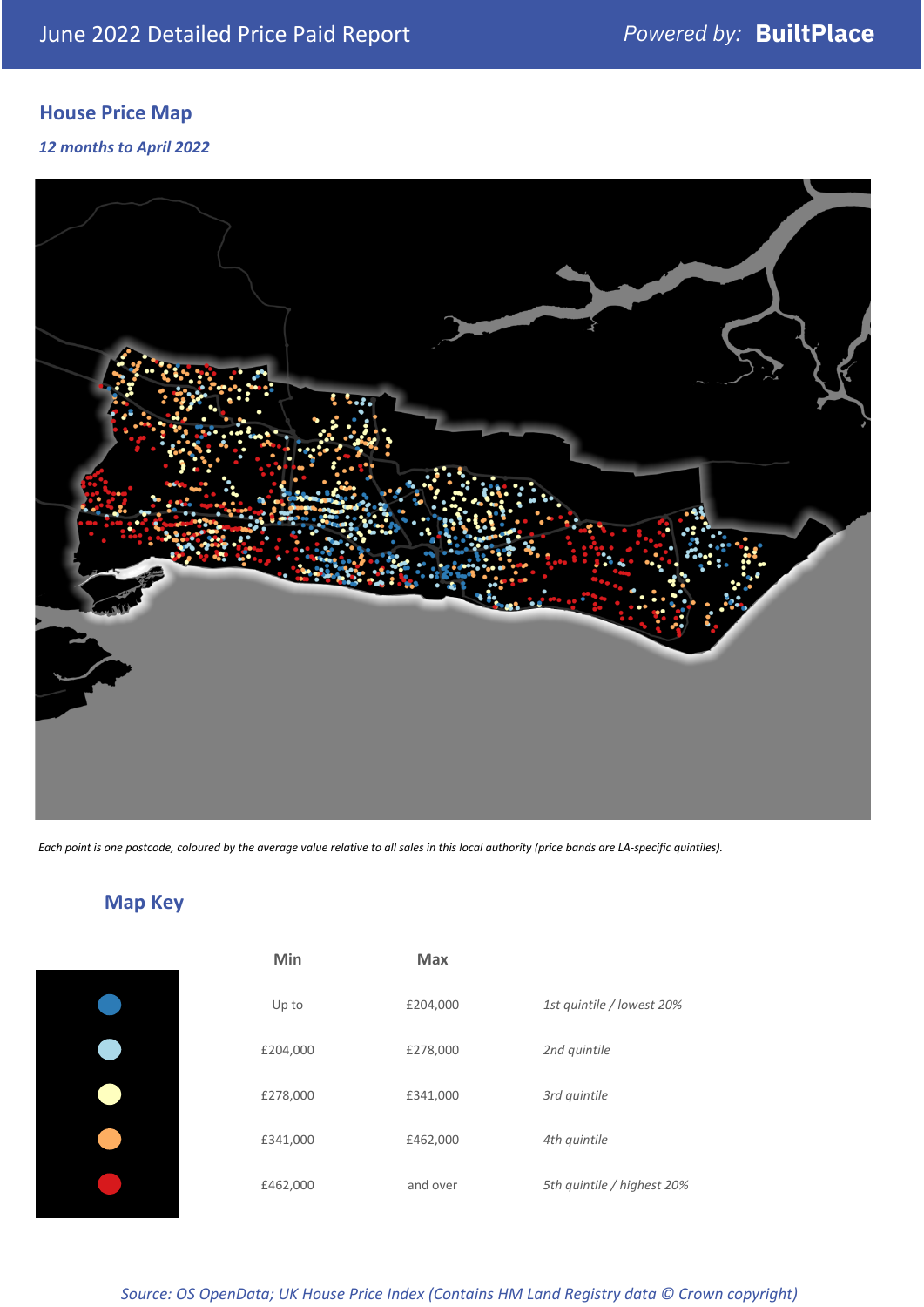June 2022 Detailed Price Paid Report

Powered by: **BuiltPlace**

## House Price Map

*12 months to April 2022*

*Each point is one postcode, coloured by the average value relative to all sales in this local authority (price bands are LA-specific quintiles).*

## Map Key

| | Min | Max | |
|---|---|---|---|
| ● (dark blue) | Up to | £204,000 | *1st quintile / lowest 20%* |
| ● (light blue) | £204,000 | £278,000 | *2nd quintile* |
| ● (pale yellow) | £278,000 | £341,000 | *3rd quintile* |
| ● (orange) | £341,000 | £462,000 | *4th quintile* |
| ● (red) | £462,000 | and over | *5th quintile / highest 20%* |

*Source: OS OpenData; UK House Price Index (Contains HM Land Registry data © Crown copyright)*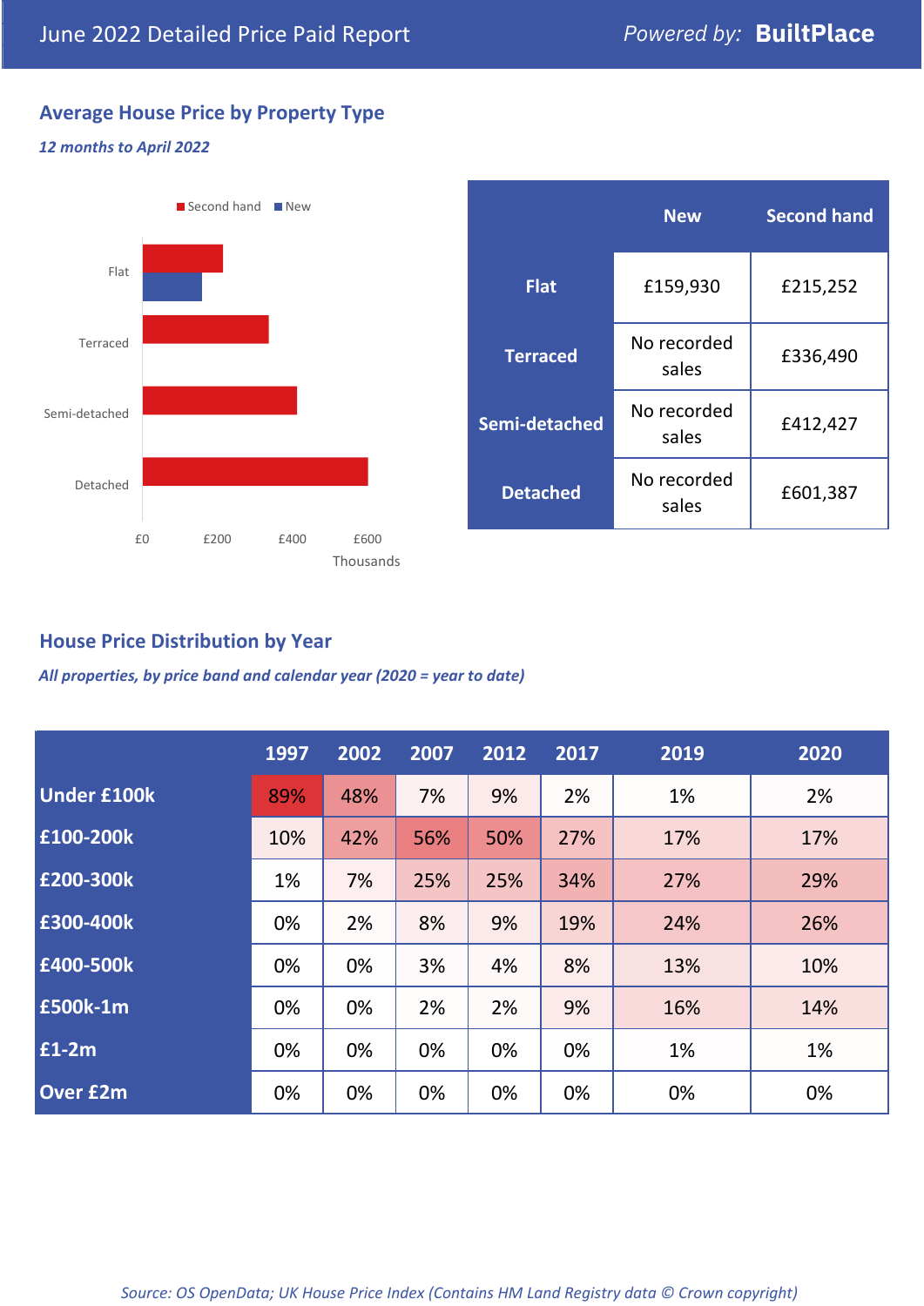# June 2022 Detailed Price Paid Report

Powered by: **BuiltPlace**

## Average House Price by Property Type

*12 months to April 2022*

Second hand | New

Flat

Terraced

Semi-detached

Detached

£0 £200 £400 £600

Thousands

| | New | Second hand |
|---|---|---|
| **Flat** | £159,930 | £215,252 |
| **Terraced** | No recorded sales | £336,490 |
| **Semi-detached** | No recorded sales | £412,427 |
| **Detached** | No recorded sales | £601,387 |

## House Price Distribution by Year

*All properties, by price band and calendar year (2020 = year to date)*

| | 1997 | 2002 | 2007 | 2012 | 2017 | 2019 | 2020 |
|---|---|---|---|---|---|---|---|
| **Under £100k** | 89% | 48% | 7% | 9% | 2% | 1% | 2% |
| **£100-200k** | 10% | 42% | 56% | 50% | 27% | 17% | 17% |
| **£200-300k** | 1% | 7% | 25% | 25% | 34% | 27% | 29% |
| **£300-400k** | 0% | 2% | 8% | 9% | 19% | 24% | 26% |
| **£400-500k** | 0% | 0% | 3% | 4% | 8% | 13% | 10% |
| **£500k-1m** | 0% | 0% | 2% | 2% | 9% | 16% | 14% |
| **£1-2m** | 0% | 0% | 0% | 0% | 0% | 1% | 1% |
| **Over £2m** | 0% | 0% | 0% | 0% | 0% | 0% | 0% |

*Source: OS OpenData; UK House Price Index (Contains HM Land Registry data © Crown copyright)*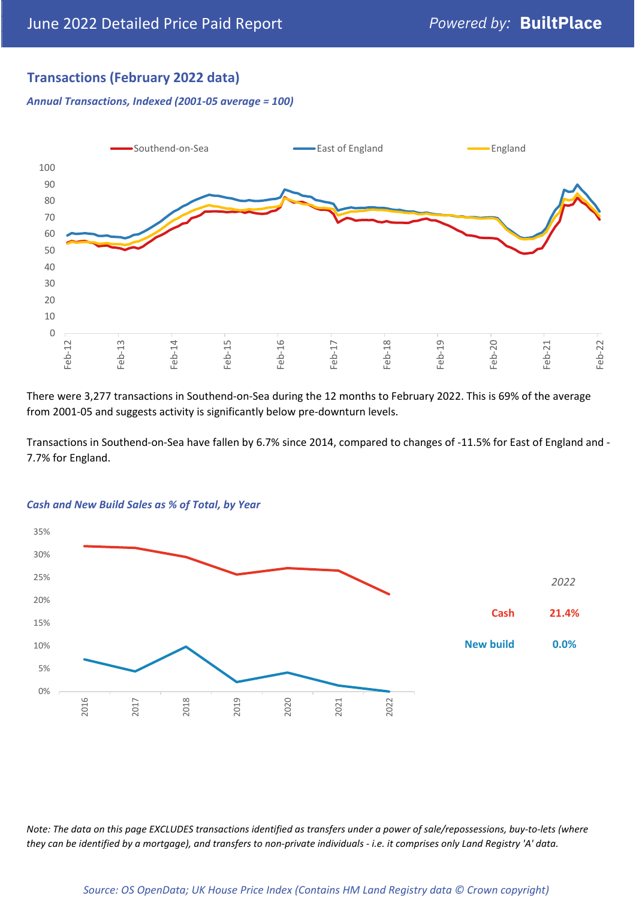## Transactions (February 2022 data)

*Annual Transactions, Indexed (2001-05 average = 100)*

There were 3,277 transactions in Southend-on-Sea during the 12 months to February 2022. This is 69% of the average from 2001-05 and suggests activity is significantly below pre-downturn levels.

Transactions in Southend-on-Sea have fallen by 6.7% since 2014, compared to changes of -11.5% for East of England and -7.7% for England.

*Cash and New Build Sales as % of Total, by Year*

| | 2022 |
|---|---|
| Cash | 21.4% |
| New build | 0.0% |

*Note: The data on this page EXCLUDES transactions identified as transfers under a power of sale/repossessions, buy-to-lets (where they can be identified by a mortgage), and transfers to non-private individuals - i.e. it comprises only Land Registry 'A' data.*

*Source: OS OpenData; UK House Price Index (Contains HM Land Registry data © Crown copyright)*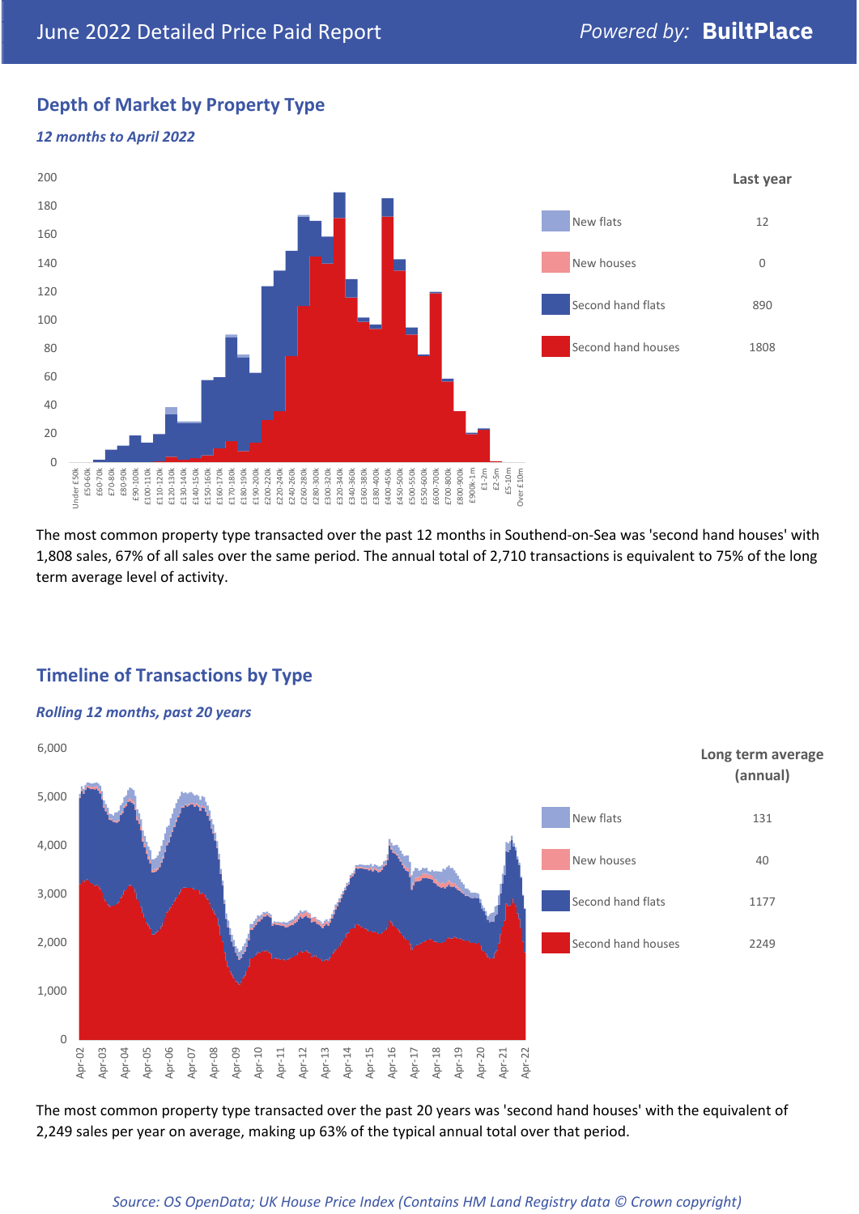# June 2022 Detailed Price Paid Report

Powered by: **BuiltPlace**

## Depth of Market by Property Type

*12 months to April 2022*

200
180
160
140
120
100
80
60
40
20
0

Under £50k, £50-60k, £60-70k, £70-80k, £80-90k, £90-100k, £100-110k, £110-120k, £120-130k, £130-140k, £140-150k, £150-160k, £160-170k, £170-180k, £180-190k, £190-200k, £200-220k, £220-240k, £240-260k, £260-280k, £280-300k, £300-320k, £320-340k, £340-360k, £360-380k, £380-400k, £400-450k, £450-500k, £500-550k, £550-600k, £600-700k, £700-800k, £800-900k, £900k-1m, £1-2m, £2-5m, £5-10m, Over £10m

Last year

New flats 12
New houses 0
Second hand flats 890
Second hand houses 1808

The most common property type transacted over the past 12 months in Southend-on-Sea was 'second hand houses' with 1,808 sales, 67% of all sales over the same period. The annual total of 2,710 transactions is equivalent to 75% of the long term average level of activity.

## Timeline of Transactions by Type

*Rolling 12 months, past 20 years*

6,000
5,000
4,000
3,000
2,000
1,000
0

Apr-02, Apr-03, Apr-04, Apr-05, Apr-06, Apr-07, Apr-08, Apr-09, Apr-10, Apr-11, Apr-12, Apr-13, Apr-14, Apr-15, Apr-16, Apr-17, Apr-18, Apr-19, Apr-20, Apr-21, Apr-22

Long term average (annual)

New flats 131
New houses 40
Second hand flats 1177
Second hand houses 2249

The most common property type transacted over the past 20 years was 'second hand houses' with the equivalent of 2,249 sales per year on average, making up 63% of the typical annual total over that period.

*Source: OS OpenData; UK House Price Index (Contains HM Land Registry data © Crown copyright)*